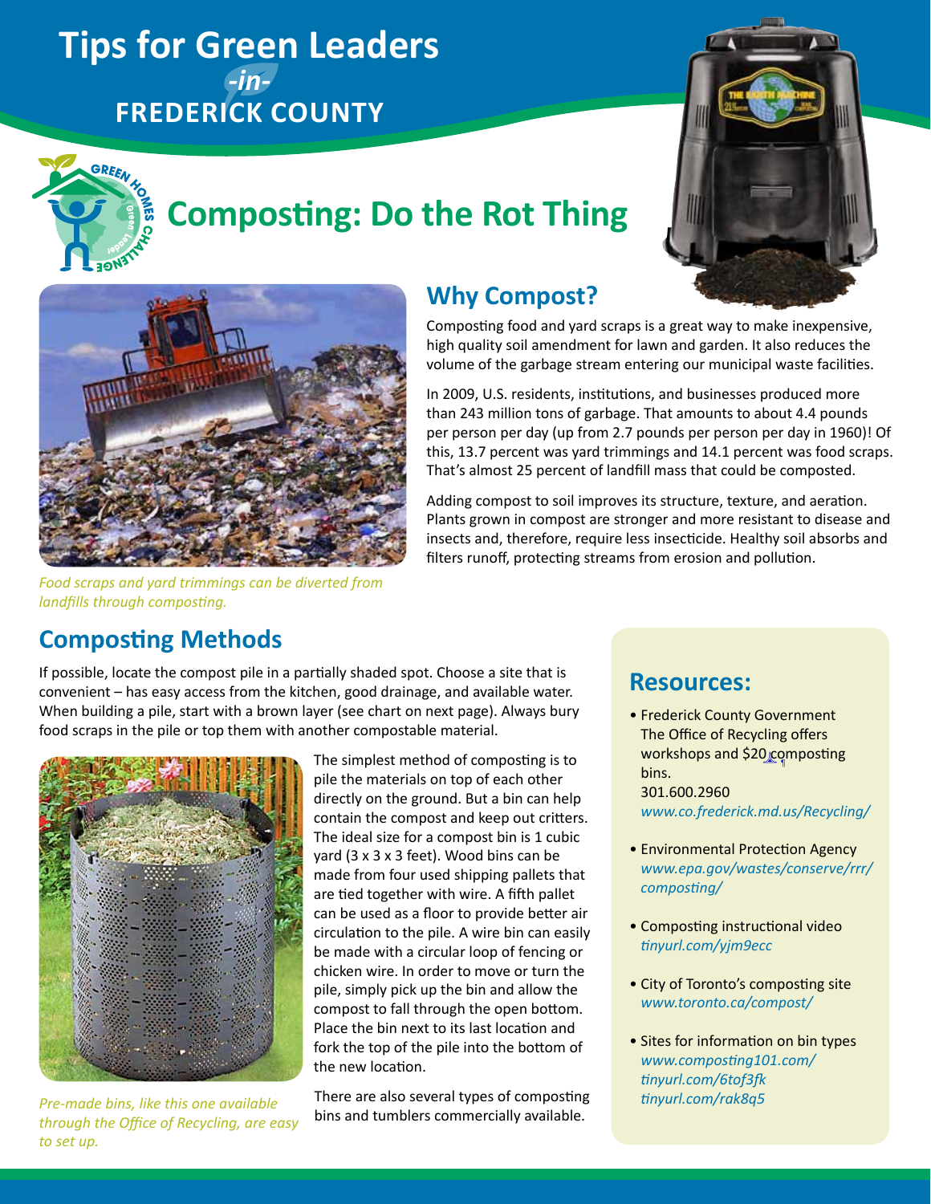# Tips for Green Leaders -in- FREDERICK COUNTY

## Composting: Do the Rot Thing

*Food scraps and yard trimmings can be diverted from landfills through composting.*

## Why Compost?

Composting food and yard scraps is a great way to make inexpensive, high quality soil amendment for lawn and garden. It also reduces the volume of the garbage stream entering our municipal waste facilities.

In 2009, U.S. residents, institutions, and businesses produced more than 243 million tons of garbage. That amounts to about 4.4 pounds per person per day (up from 2.7 pounds per person per day in 1960)! Of this, 13.7 percent was yard trimmings and 14.1 percent was food scraps. That's almost 25 percent of landfill mass that could be composted.

Adding compost to soil improves its structure, texture, and aeration. Plants grown in compost are stronger and more resistant to disease and insects and, therefore, require less insecticide. Healthy soil absorbs and filters runoff, protecting streams from erosion and pollution.

## Composting Methods

If possible, locate the compost pile in a partially shaded spot. Choose a site that is convenient – has easy access from the kitchen, good drainage, and available water. When building a pile, start with a brown layer (see chart on next page). Always bury food scraps in the pile or top them with another compostable material.

The simplest method of composting is to pile the materials on top of each other directly on the ground. But a bin can help contain the compost and keep out critters. The ideal size for a compost bin is 1 cubic yard (3 x 3 x 3 feet). Wood bins can be made from four used shipping pallets that are tied together with wire. A fifth pallet can be used as a floor to provide better air circulation to the pile. A wire bin can easily be made with a circular loop of fencing or chicken wire. In order to move or turn the pile, simply pick up the bin and allow the compost to fall through the open bottom. Place the bin next to its last location and fork the top of the pile into the bottom of the new location.

There are also several types of composting bins and tumblers commercially available.

*Pre-made bins, like this one available through the Office of Recycling, are easy to set up.*

## Resources:

- Frederick County Government The Office of Recycling offers workshops and $20 composting bins.
  301.600.2960
  *www.co.frederick.md.us/Recycling/*
- Environmental Protection Agency
  *www.epa.gov/wastes/conserve/rrr/composting/*
- Composting instructional video
  *tinyurl.com/yjm9ecc*
- City of Toronto's composting site
  *www.toronto.ca/compost/*
- Sites for information on bin types
  *www.composting101.com/*
  *tinyurl.com/6tof3fk*
  *tinyurl.com/rak8q5*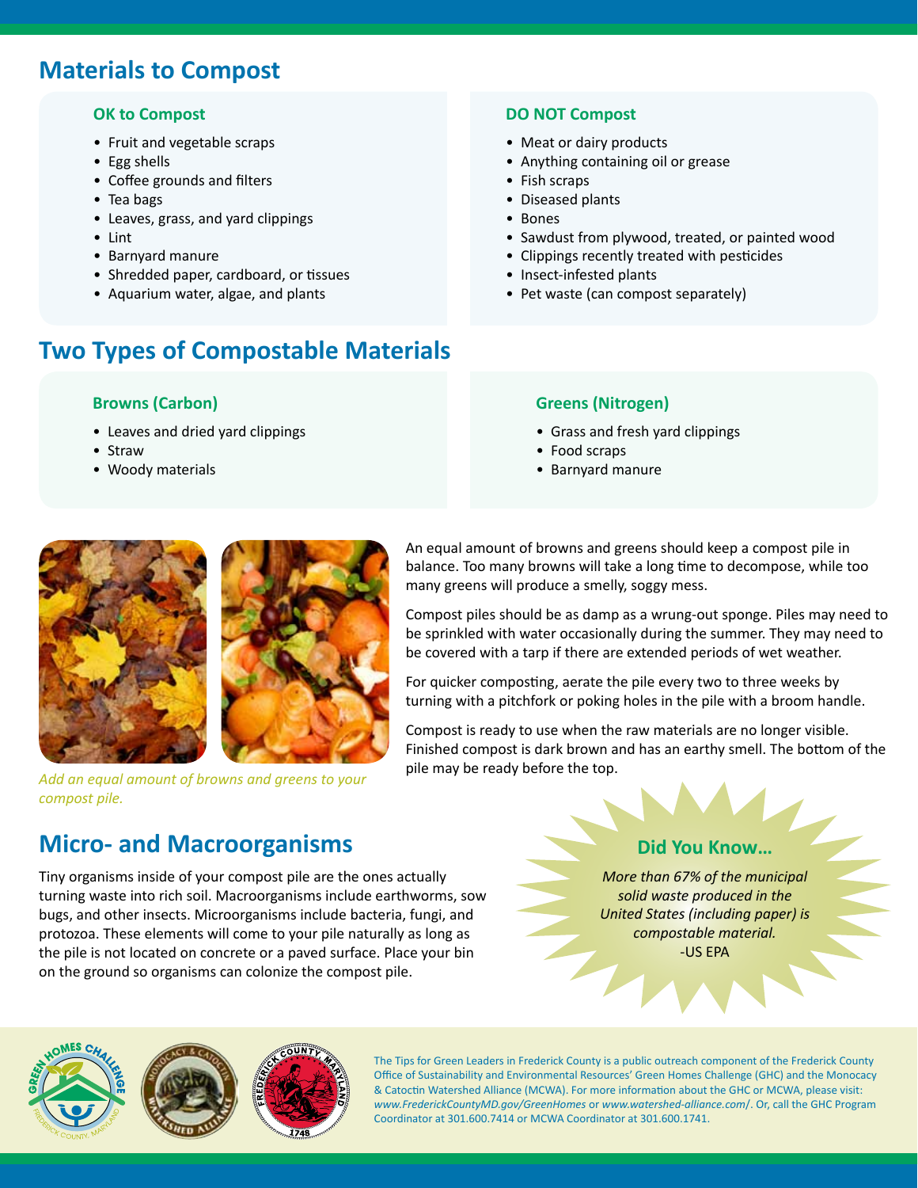## Materials to Compost

### OK to Compost

- Fruit and vegetable scraps
- Egg shells
- Coffee grounds and filters
- Tea bags
- Leaves, grass, and yard clippings
- Lint
- Barnyard manure
- Shredded paper, cardboard, or tissues
- Aquarium water, algae, and plants

### DO NOT Compost

- Meat or dairy products
- Anything containing oil or grease
- Fish scraps
- Diseased plants
- Bones
- Sawdust from plywood, treated, or painted wood
- Clippings recently treated with pesticides
- Insect-infested plants
- Pet waste (can compost separately)

## Two Types of Compostable Materials

### Browns (Carbon)

- Leaves and dried yard clippings
- Straw
- Woody materials

### Greens (Nitrogen)

- Grass and fresh yard clippings
- Food scraps
- Barnyard manure

*Add an equal amount of browns and greens to your compost pile.*

An equal amount of browns and greens should keep a compost pile in balance. Too many browns will take a long time to decompose, while too many greens will produce a smelly, soggy mess.

Compost piles should be as damp as a wrung-out sponge. Piles may need to be sprinkled with water occasionally during the summer. They may need to be covered with a tarp if there are extended periods of wet weather.

For quicker composting, aerate the pile every two to three weeks by turning with a pitchfork or poking holes in the pile with a broom handle.

Compost is ready to use when the raw materials are no longer visible. Finished compost is dark brown and has an earthy smell. The bottom of the pile may be ready before the top.

## Micro- and Macroorganisms

Tiny organisms inside of your compost pile are the ones actually turning waste into rich soil. Macroorganisms include earthworms, sow bugs, and other insects. Microorganisms include bacteria, fungi, and protozoa. These elements will come to your pile naturally as long as the pile is not located on concrete or a paved surface. Place your bin on the ground so organisms can colonize the compost pile.

### Did You Know...

*More than 67% of the municipal solid waste produced in the United States (including paper) is compostable material.*
-US EPA

The Tips for Green Leaders in Frederick County is a public outreach component of the Frederick County Office of Sustainability and Environmental Resources' Green Homes Challenge (GHC) and the Monocacy & Catoctin Watershed Alliance (MCWA). For more information about the GHC or MCWA, please visit: *www.FrederickCountyMD.gov/GreenHomes* or *www.watershed-alliance.com/*. Or, call the GHC Program Coordinator at 301.600.7414 or MCWA Coordinator at 301.600.1741.